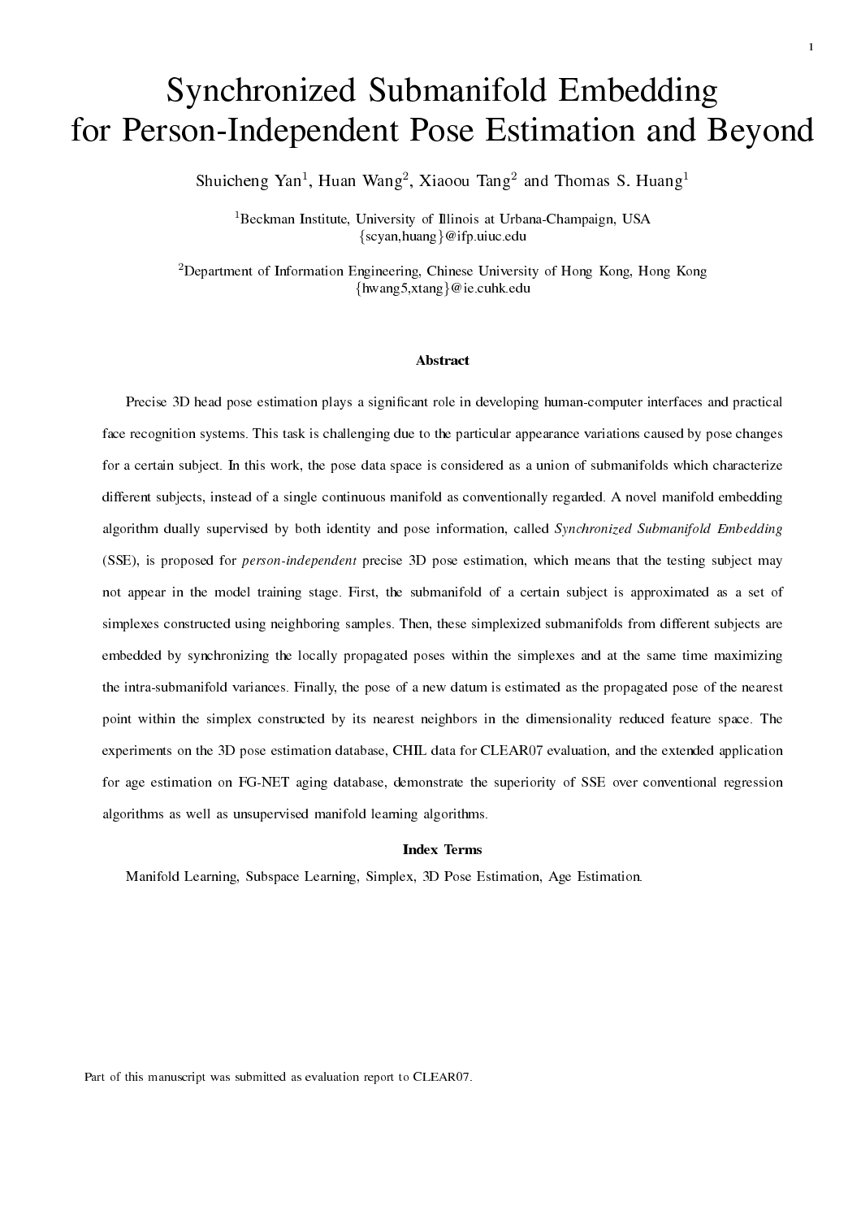# Synchronized Submanifold Embedding for Person-Independent Pose Estimation and Beyond

Shuicheng Yan[1], Huan Wang[2], Xiaoou Tang[2] and Thomas S. Huang[1]

[1]Beckman Institute, University of Illinois at Urbana-Champaign, USA
{scyan,huang}@ifp.uiuc.edu

[2]Department of Information Engineering, Chinese University of Hong Kong, Hong Kong
{hwang5,xtang}@ie.cuhk.edu

## Abstract

Precise 3D head pose estimation plays a significant role in developing human-computer interfaces and practical face recognition systems. This task is challenging due to the particular appearance variations caused by pose changes for a certain subject. In this work, the pose data space is considered as a union of submanifolds which characterize different subjects, instead of a single continuous manifold as conventionally regarded. A novel manifold embedding algorithm dually supervised by both identity and pose information, called *Synchronized Submanifold Embedding* (SSE), is proposed for *person-independent* precise 3D pose estimation, which means that the testing subject may not appear in the model training stage. First, the submanifold of a certain subject is approximated as a set of simplexes constructed using neighboring samples. Then, these simplexized submanifolds from different subjects are embedded by synchronizing the locally propagated poses within the simplexes and at the same time maximizing the intra-submanifold variances. Finally, the pose of a new datum is estimated as the propagated pose of the nearest point within the simplex constructed by its nearest neighbors in the dimensionality reduced feature space. The experiments on the 3D pose estimation database, CHIL data for CLEAR07 evaluation, and the extended application for age estimation on FG-NET aging database, demonstrate the superiority of SSE over conventional regression algorithms as well as unsupervised manifold learning algorithms.

## Index Terms

Manifold Learning, Subspace Learning, Simplex, 3D Pose Estimation, Age Estimation.

Part of this manuscript was submitted as evaluation report to CLEAR07.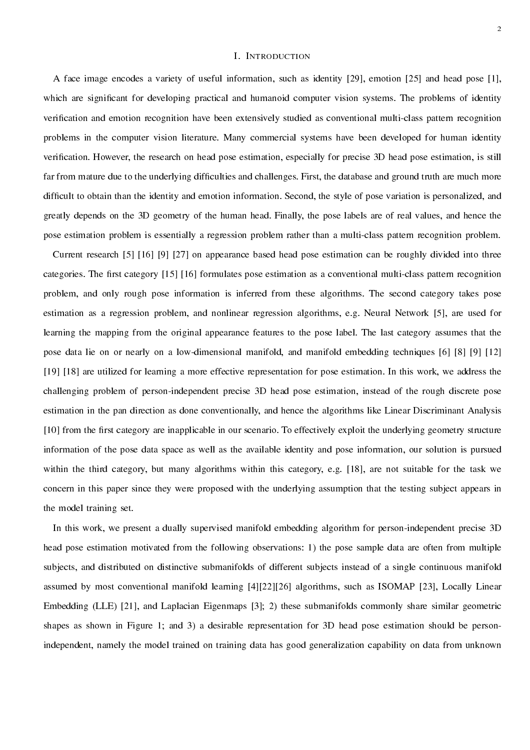# I. Introduction

A face image encodes a variety of useful information, such as identity [29], emotion [25] and head pose [1], which are significant for developing practical and humanoid computer vision systems. The problems of identity verification and emotion recognition have been extensively studied as conventional multi-class pattern recognition problems in the computer vision literature. Many commercial systems have been developed for human identity verification. However, the research on head pose estimation, especially for precise 3D head pose estimation, is still far from mature due to the underlying difficulties and challenges. First, the database and ground truth are much more difficult to obtain than the identity and emotion information. Second, the style of pose variation is personalized, and greatly depends on the 3D geometry of the human head. Finally, the pose labels are of real values, and hence the pose estimation problem is essentially a regression problem rather than a multi-class pattern recognition problem.

Current research [5] [16] [9] [27] on appearance based head pose estimation can be roughly divided into three categories. The first category [15] [16] formulates pose estimation as a conventional multi-class pattern recognition problem, and only rough pose information is inferred from these algorithms. The second category takes pose estimation as a regression problem, and nonlinear regression algorithms, e.g. Neural Network [5], are used for learning the mapping from the original appearance features to the pose label. The last category assumes that the pose data lie on or nearly on a low-dimensional manifold, and manifold embedding techniques [6] [8] [9] [12] [19] [18] are utilized for learning a more effective representation for pose estimation. In this work, we address the challenging problem of person-independent precise 3D head pose estimation, instead of the rough discrete pose estimation in the pan direction as done conventionally, and hence the algorithms like Linear Discriminant Analysis [10] from the first category are inapplicable in our scenario. To effectively exploit the underlying geometry structure information of the pose data space as well as the available identity and pose information, our solution is pursued within the third category, but many algorithms within this category, e.g. [18], are not suitable for the task we concern in this paper since they were proposed with the underlying assumption that the testing subject appears in the model training set.

In this work, we present a dually supervised manifold embedding algorithm for person-independent precise 3D head pose estimation motivated from the following observations: 1) the pose sample data are often from multiple subjects, and distributed on distinctive submanifolds of different subjects instead of a single continuous manifold assumed by most conventional manifold learning [4][22][26] algorithms, such as ISOMAP [23], Locally Linear Embedding (LLE) [21], and Laplacian Eigenmaps [3]; 2) these submanifolds commonly share similar geometric shapes as shown in Figure 1; and 3) a desirable representation for 3D head pose estimation should be person-independent, namely the model trained on training data has good generalization capability on data from unknown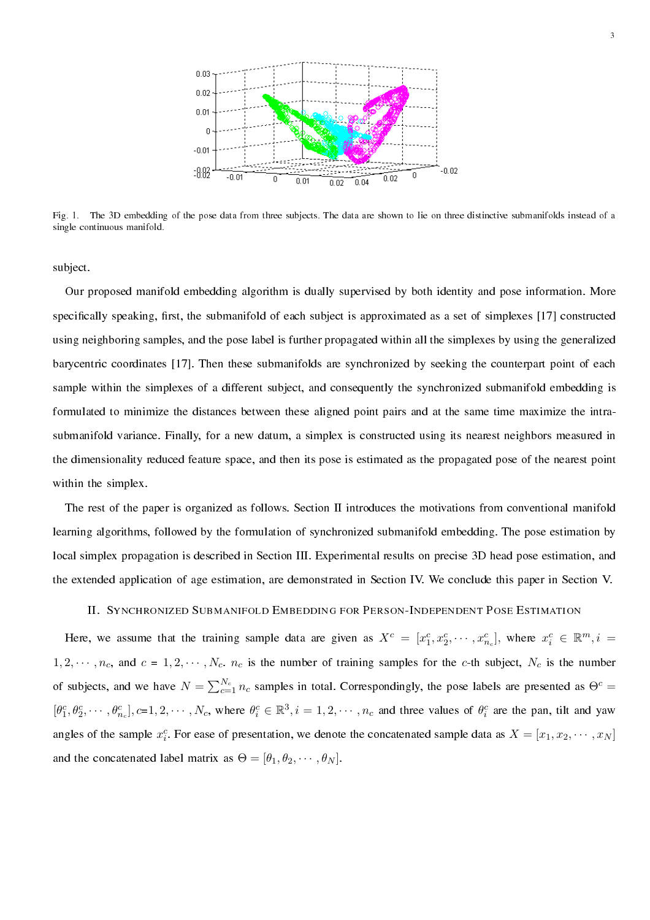0.03
0.02
0.01
0
-0.01
-0.02
-0.02
-0.01
0
0.01
0.02
0.04
0.02
0
-0.02

Fig. 1. The 3D embedding of the pose data from three subjects. The data are shown to lie on three distinctive submanifolds instead of a single continuous manifold.

subject.

Our proposed manifold embedding algorithm is dually supervised by both identity and pose information. More specifically speaking, first, the submanifold of each subject is approximated as a set of simplexes [17] constructed using neighboring samples, and the pose label is further propagated within all the simplexes by using the generalized barycentric coordinates [17]. Then these submanifolds are synchronized by seeking the counterpart point of each sample within the simplexes of a different subject, and consequently the synchronized submanifold embedding is formulated to minimize the distances between these aligned point pairs and at the same time maximize the intra-submanifold variance. Finally, for a new datum, a simplex is constructed using its nearest neighbors measured in the dimensionality reduced feature space, and then its pose is estimated as the propagated pose of the nearest point within the simplex.

The rest of the paper is organized as follows. Section II introduces the motivations from conventional manifold learning algorithms, followed by the formulation of synchronized submanifold embedding. The pose estimation by local simplex propagation is described in Section III. Experimental results on precise 3D head pose estimation, and the extended application of age estimation, are demonstrated in Section IV. We conclude this paper in Section V.

## II. Synchronized Submanifold Embedding for Person-Independent Pose Estimation

Here, we assume that the training sample data are given as $X^c = [x_1^c, x_2^c, \cdots, x_{n_c}^c]$, where $x_i^c \in \mathbb{R}^m, i = 1, 2, \cdots, n_c$, and $c = 1, 2, \cdots, N_c$. $n_c$ is the number of training samples for the $c$-th subject, $N_c$ is the number of subjects, and we have $N = \sum_{c=1}^{N_c} n_c$ samples in total. Correspondingly, the pose labels are presented as $\Theta^c = [\theta_1^c, \theta_2^c, \cdots, \theta_{n_c}^c]$, $c$=$1, 2, \cdots, N_c$, where $\theta_i^c \in \mathbb{R}^3, i = 1, 2, \cdots, n_c$ and three values of $\theta_i^c$ are the pan, tilt and yaw angles of the sample $x_i^c$. For ease of presentation, we denote the concatenated sample data as $X = [x_1, x_2, \cdots, x_N]$ and the concatenated label matrix as $\Theta = [\theta_1, \theta_2, \cdots, \theta_N]$.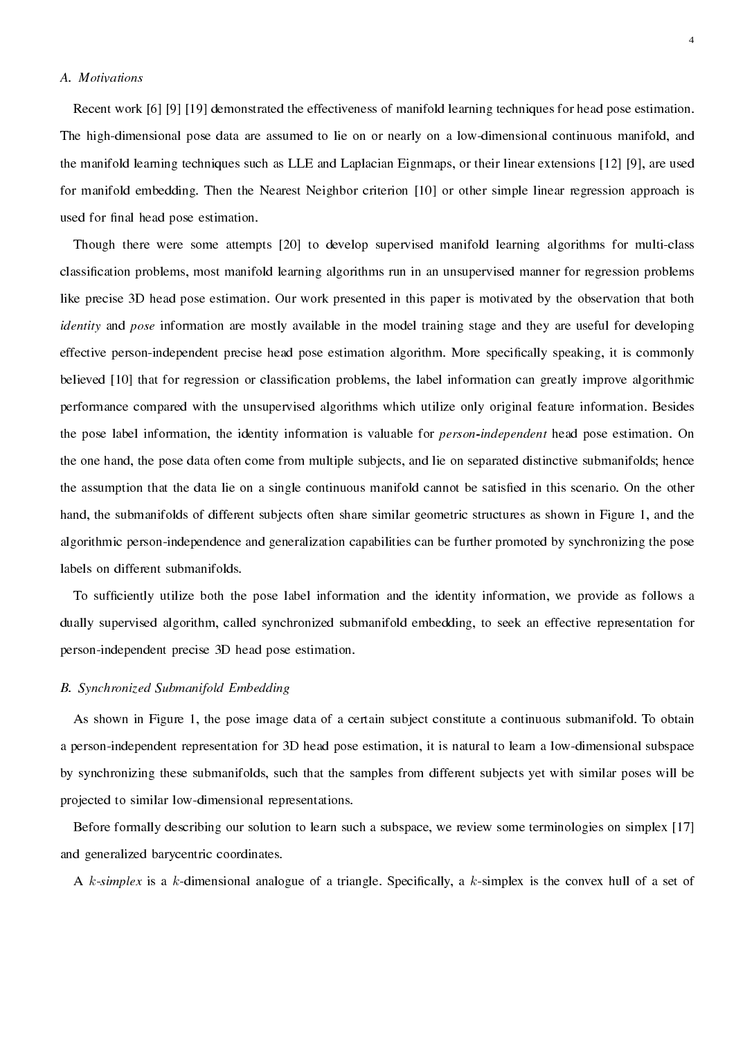### A. Motivations

Recent work [6] [9] [19] demonstrated the effectiveness of manifold learning techniques for head pose estimation. The high-dimensional pose data are assumed to lie on or nearly on a low-dimensional continuous manifold, and the manifold learning techniques such as LLE and Laplacian Eignmaps, or their linear extensions [12] [9], are used for manifold embedding. Then the Nearest Neighbor criterion [10] or other simple linear regression approach is used for final head pose estimation.

Though there were some attempts [20] to develop supervised manifold learning algorithms for multi-class classification problems, most manifold learning algorithms run in an unsupervised manner for regression problems like precise 3D head pose estimation. Our work presented in this paper is motivated by the observation that both *identity* and *pose* information are mostly available in the model training stage and they are useful for developing effective person-independent precise head pose estimation algorithm. More specifically speaking, it is commonly believed [10] that for regression or classification problems, the label information can greatly improve algorithmic performance compared with the unsupervised algorithms which utilize only original feature information. Besides the pose label information, the identity information is valuable for *person-independent* head pose estimation. On the one hand, the pose data often come from multiple subjects, and lie on separated distinctive submanifolds; hence the assumption that the data lie on a single continuous manifold cannot be satisfied in this scenario. On the other hand, the submanifolds of different subjects often share similar geometric structures as shown in Figure 1, and the algorithmic person-independence and generalization capabilities can be further promoted by synchronizing the pose labels on different submanifolds.

To sufficiently utilize both the pose label information and the identity information, we provide as follows a dually supervised algorithm, called synchronized submanifold embedding, to seek an effective representation for person-independent precise 3D head pose estimation.

### B. Synchronized Submanifold Embedding

As shown in Figure 1, the pose image data of a certain subject constitute a continuous submanifold. To obtain a person-independent representation for 3D head pose estimation, it is natural to learn a low-dimensional subspace by synchronizing these submanifolds, such that the samples from different subjects yet with similar poses will be projected to similar low-dimensional representations.

Before formally describing our solution to learn such a subspace, we review some terminologies on simplex [17] and generalized barycentric coordinates.

A $k$*-simplex* is a $k$-dimensional analogue of a triangle. Specifically, a $k$-simplex is the convex hull of a set of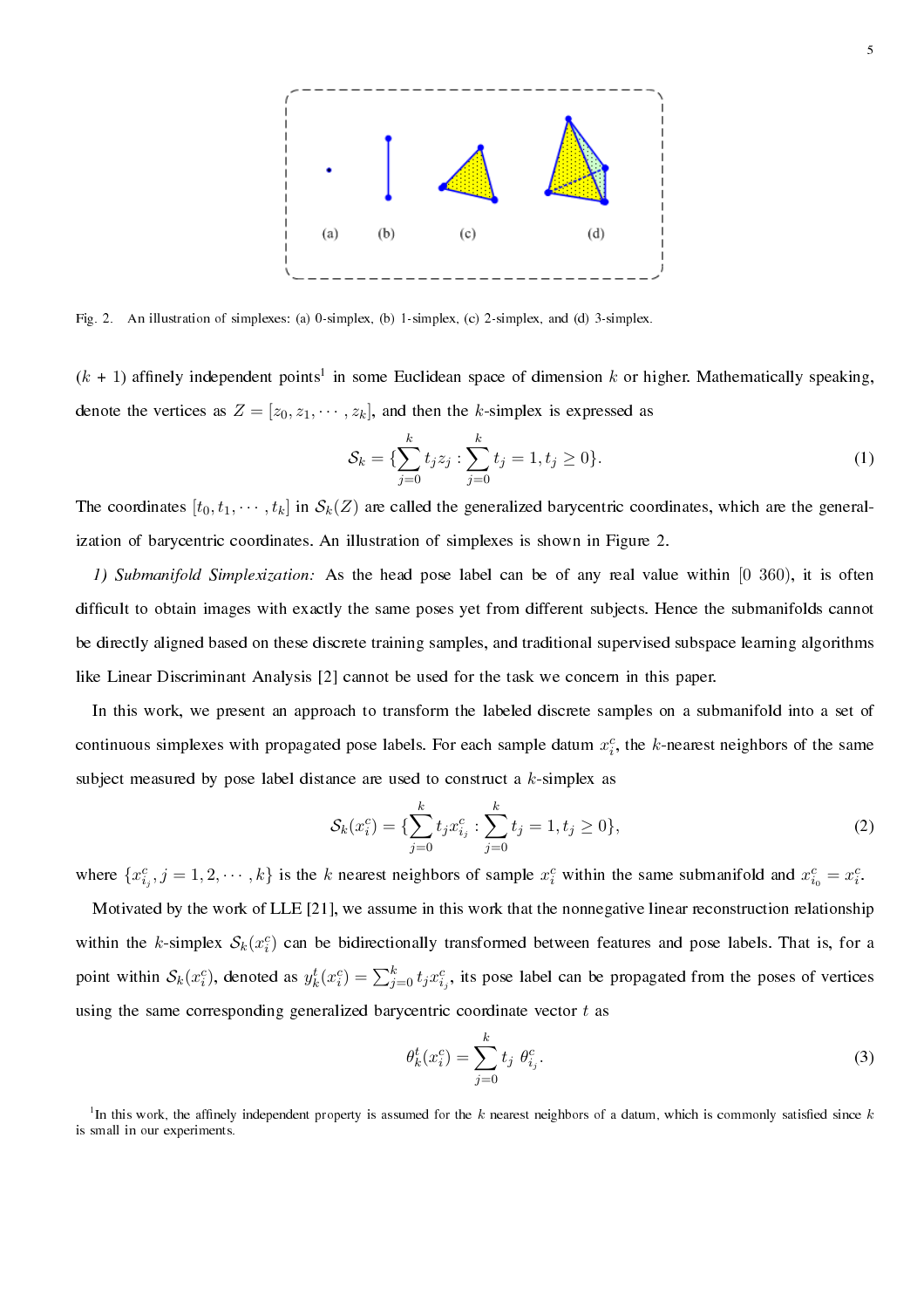(a) (b) (c) (d)

Fig. 2. An illustration of simplexes: (a) 0-simplex, (b) 1-simplex, (c) 2-simplex, and (d) 3-simplex.

$(k+1)$ affinely independent points[1] in some Euclidean space of dimension $k$ or higher. Mathematically speaking, denote the vertices as $Z = [z_0, z_1, \cdots, z_k]$, and then the $k$-simplex is expressed as

$$\mathcal{S}_k = \{\sum_{j=0}^{k} t_j z_j : \sum_{j=0}^{k} t_j = 1, t_j \geq 0\}. \tag{1}$$

The coordinates $[t_0, t_1, \cdots, t_k]$ in $\mathcal{S}_k(Z)$ are called the generalized barycentric coordinates, which are the generalization of barycentric coordinates. An illustration of simplexes is shown in Figure 2.

*1) Submanifold Simplexization:* As the head pose label can be of any real value within $[0\ 360)$, it is often difficult to obtain images with exactly the same poses yet from different subjects. Hence the submanifolds cannot be directly aligned based on these discrete training samples, and traditional supervised subspace learning algorithms like Linear Discriminant Analysis [2] cannot be used for the task we concern in this paper.

In this work, we present an approach to transform the labeled discrete samples on a submanifold into a set of continuous simplexes with propagated pose labels. For each sample datum $x_i^c$, the $k$-nearest neighbors of the same subject measured by pose label distance are used to construct a $k$-simplex as

$$\mathcal{S}_k(x_i^c) = \{\sum_{j=0}^{k} t_j x_{i_j}^c : \sum_{j=0}^{k} t_j = 1, t_j \geq 0\}, \tag{2}$$

where $\{x_{i_j}^c, j = 1, 2, \cdots, k\}$ is the $k$ nearest neighbors of sample $x_i^c$ within the same submanifold and $x_{i_0}^c = x_i^c$.

Motivated by the work of LLE [21], we assume in this work that the nonnegative linear reconstruction relationship within the $k$-simplex $\mathcal{S}_k(x_i^c)$ can be bidirectionally transformed between features and pose labels. That is, for a point within $\mathcal{S}_k(x_i^c)$, denoted as $y_k^t(x_i^c) = \sum_{j=0}^{k} t_j x_{i_j}^c$, its pose label can be propagated from the poses of vertices using the same corresponding generalized barycentric coordinate vector $t$ as

$$\theta_k^t(x_i^c) = \sum_{j=0}^{k} t_j\ \theta_{i_j}^c. \tag{3}$$

[1] In this work, the affinely independent property is assumed for the $k$ nearest neighbors of a datum, which is commonly satisfied since $k$ is small in our experiments.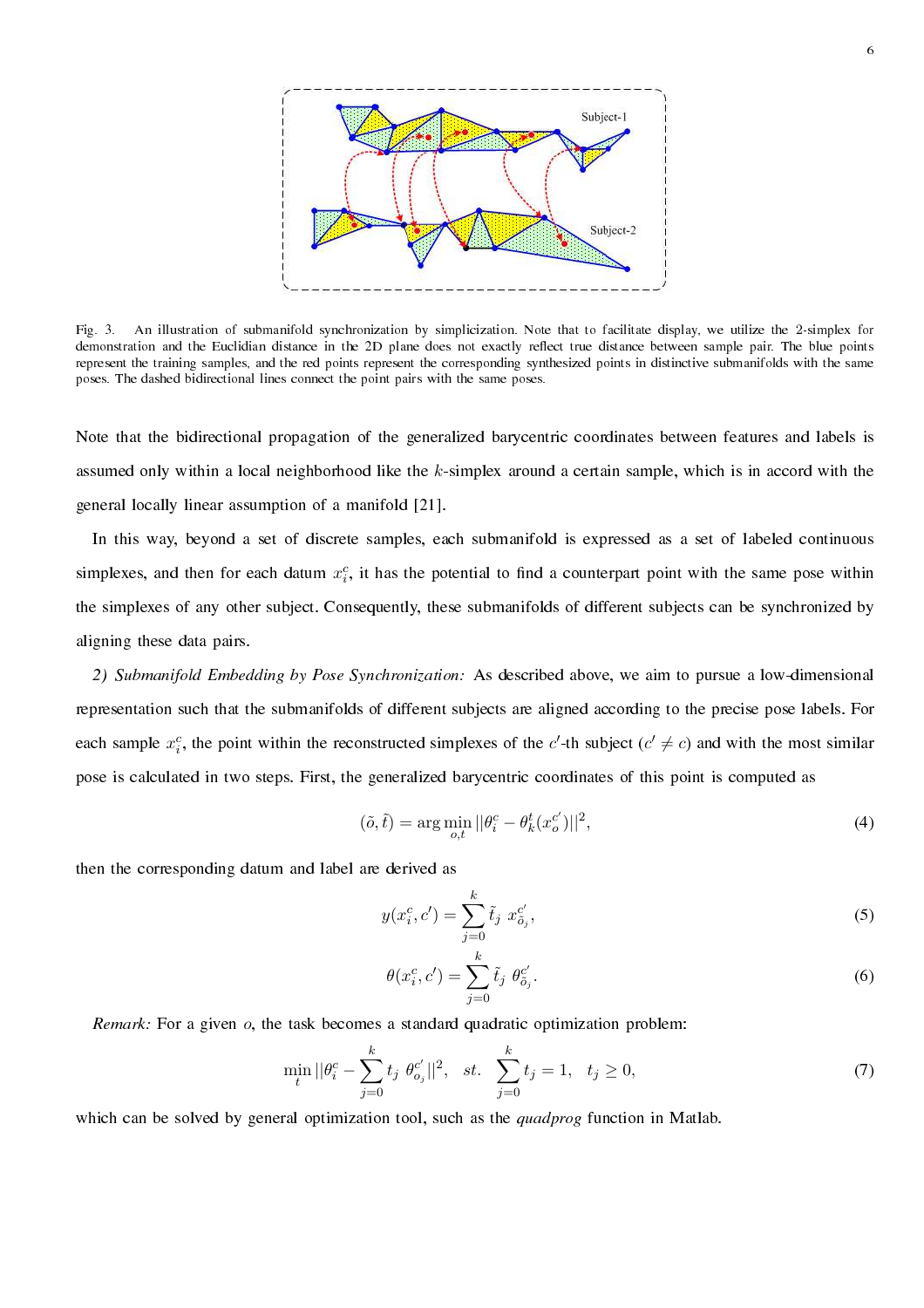Subject-1

Subject-2

Fig. 3. An illustration of submanifold synchronization by simplicization. Note that to facilitate display, we utilize the 2-simplex for demonstration and the Euclidian distance in the 2D plane does not exactly reflect true distance between sample pair. The blue points represent the training samples, and the red points represent the corresponding synthesized points in distinctive submanifolds with the same poses. The dashed bidirectional lines connect the point pairs with the same poses.

Note that the bidirectional propagation of the generalized barycentric coordinates between features and labels is assumed only within a local neighborhood like the $k$-simplex around a certain sample, which is in accord with the general locally linear assumption of a manifold [21].

In this way, beyond a set of discrete samples, each submanifold is expressed as a set of labeled continuous simplexes, and then for each datum $x_i^c$, it has the potential to find a counterpart point with the same pose within the simplexes of any other subject. Consequently, these submanifolds of different subjects can be synchronized by aligning these data pairs.

*2) Submanifold Embedding by Pose Synchronization:* As described above, we aim to pursue a low-dimensional representation such that the submanifolds of different subjects are aligned according to the precise pose labels. For each sample $x_i^c$, the point within the reconstructed simplexes of the $c'$-th subject ($c' \neq c$) and with the most similar pose is calculated in two steps. First, the generalized barycentric coordinates of this point is computed as

$$(\tilde{o}, \tilde{t}) = \arg\min_{o,t} ||\theta_i^c - \theta_k^t(x_o^{c'})||^2, \tag{4}$$

then the corresponding datum and label are derived as

$$y(x_i^c, c') = \sum_{j=0}^{k} \tilde{t}_j \; x_{\tilde{o}_j}^{c'}, \tag{5}$$

$$\theta(x_i^c, c') = \sum_{j=0}^{k} \tilde{t}_j \; \theta_{\tilde{o}_j}^{c'}. \tag{6}$$

*Remark:* For a given $o$, the task becomes a standard quadratic optimization problem:

$$\min_t ||\theta_i^c - \sum_{j=0}^{k} t_j \; \theta_{o_j}^{c'}||^2, \quad st. \quad \sum_{j=0}^{k} t_j = 1, \quad t_j \geq 0, \tag{7}$$

which can be solved by general optimization tool, such as the *quadprog* function in Matlab.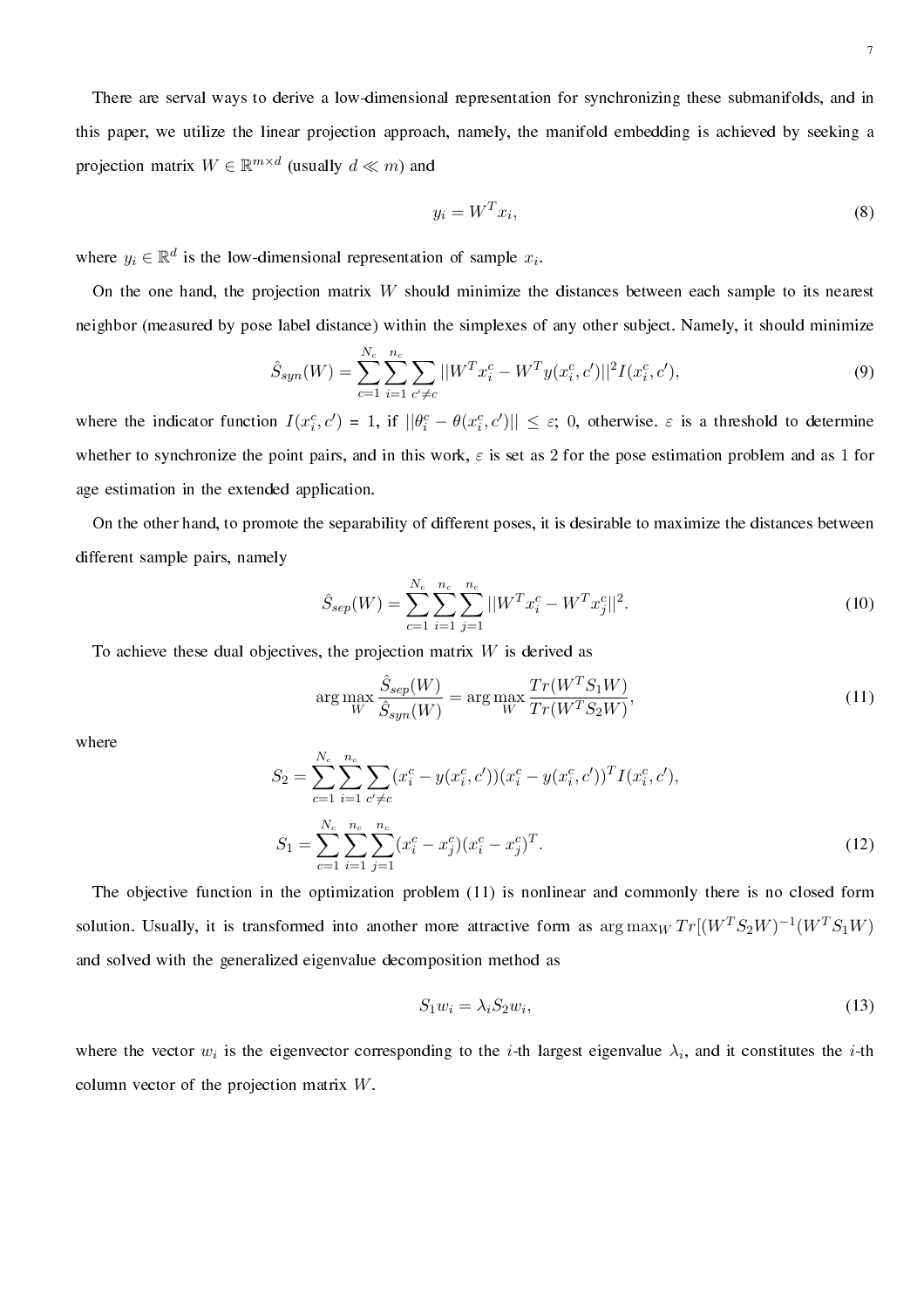There are serval ways to derive a low-dimensional representation for synchronizing these submanifolds, and in this paper, we utilize the linear projection approach, namely, the manifold embedding is achieved by seeking a projection matrix $W \in \mathbb{R}^{m \times d}$ (usually $d \ll m$) and

$$y_i = W^T x_i, \tag{8}$$

where $y_i \in \mathbb{R}^d$ is the low-dimensional representation of sample $x_i$.

On the one hand, the projection matrix $W$ should minimize the distances between each sample to its nearest neighbor (measured by pose label distance) within the simplexes of any other subject. Namely, it should minimize

$$\hat{S}_{syn}(W) = \sum_{c=1}^{N_c} \sum_{i=1}^{n_c} \sum_{c' \neq c} ||W^T x_i^c - W^T y(x_i^c, c')||^2 I(x_i^c, c'), \tag{9}$$

where the indicator function $I(x_i^c, c') = 1$, if $||\theta_i^c - \theta(x_i^c, c')|| \leq \varepsilon$; 0, otherwise. $\varepsilon$ is a threshold to determine whether to synchronize the point pairs, and in this work, $\varepsilon$ is set as 2 for the pose estimation problem and as 1 for age estimation in the extended application.

On the other hand, to promote the separability of different poses, it is desirable to maximize the distances between different sample pairs, namely

$$\hat{S}_{sep}(W) = \sum_{c=1}^{N_c} \sum_{i=1}^{n_c} \sum_{j=1}^{n_c} ||W^T x_i^c - W^T x_j^c||^2. \tag{10}$$

To achieve these dual objectives, the projection matrix $W$ is derived as

$$\arg\max_W \frac{\hat{S}_{sep}(W)}{\hat{S}_{syn}(W)} = \arg\max_W \frac{Tr(W^T S_1 W)}{Tr(W^T S_2 W)}, \tag{11}$$

where

$$S_2 = \sum_{c=1}^{N_c} \sum_{i=1}^{n_c} \sum_{c' \neq c} (x_i^c - y(x_i^c, c'))(x_i^c - y(x_i^c, c'))^T I(x_i^c, c'),$$

$$S_1 = \sum_{c=1}^{N_c} \sum_{i=1}^{n_c} \sum_{j=1}^{n_c} (x_i^c - x_j^c)(x_i^c - x_j^c)^T. \tag{12}$$

The objective function in the optimization problem (11) is nonlinear and commonly there is no closed form solution. Usually, it is transformed into another more attractive form as $\arg\max_W Tr[(W^T S_2 W)^{-1}(W^T S_1 W)$ and solved with the generalized eigenvalue decomposition method as

$$S_1 w_i = \lambda_i S_2 w_i, \tag{13}$$

where the vector $w_i$ is the eigenvector corresponding to the $i$-th largest eigenvalue $\lambda_i$, and it constitutes the $i$-th column vector of the projection matrix $W$.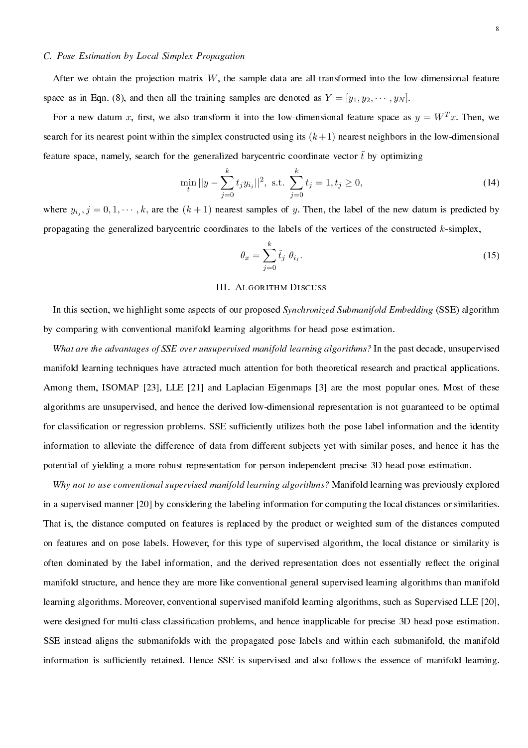### C. Pose Estimation by Local Simplex Propagation

After we obtain the projection matrix $W$, the sample data are all transformed into the low-dimensional feature space as in Eqn. (8), and then all the training samples are denoted as $Y = [y_1, y_2, \cdots, y_N]$.

For a new datum $x$, first, we also transform it into the low-dimensional feature space as $y = W^T x$. Then, we search for its nearest point within the simplex constructed using its $(k+1)$ nearest neighbors in the low-dimensional feature space, namely, search for the generalized barycentric coordinate vector $\tilde{t}$ by optimizing

$$\min_{t} ||y - \sum_{j=0}^{k} t_j y_{i_j}||^2, \text{ s.t. } \sum_{j=0}^{k} t_j = 1, t_j \geq 0, \tag{14}$$

where $y_{i_j}, j = 0, 1, \cdots, k$, are the $(k+1)$ nearest samples of $y$. Then, the label of the new datum is predicted by propagating the generalized barycentric coordinates to the labels of the vertices of the constructed $k$-simplex,

$$\theta_x = \sum_{j=0}^{k} \tilde{t}_j \ \theta_{i_j}. \tag{15}$$

## III. Algorithm Discuss

In this section, we highlight some aspects of our proposed *Synchronized Submanifold Embedding* (SSE) algorithm by comparing with conventional manifold learning algorithms for head pose estimation.

*What are the advantages of SSE over unsupervised manifold learning algorithms?* In the past decade, unsupervised manifold learning techniques have attracted much attention for both theoretical research and practical applications. Among them, ISOMAP [23], LLE [21] and Laplacian Eigenmaps [3] are the most popular ones. Most of these algorithms are unsupervised, and hence the derived low-dimensional representation is not guaranteed to be optimal for classification or regression problems. SSE sufficiently utilizes both the pose label information and the identity information to alleviate the difference of data from different subjects yet with similar poses, and hence it has the potential of yielding a more robust representation for person-independent precise 3D head pose estimation.

*Why not to use conventional supervised manifold learning algorithms?* Manifold learning was previously explored in a supervised manner [20] by considering the labeling information for computing the local distances or similarities. That is, the distance computed on features is replaced by the product or weighted sum of the distances computed on features and on pose labels. However, for this type of supervised algorithm, the local distance or similarity is often dominated by the label information, and the derived representation does not essentially reflect the original manifold structure, and hence they are more like conventional general supervised learning algorithms than manifold learning algorithms. Moreover, conventional supervised manifold learning algorithms, such as Supervised LLE [20], were designed for multi-class classification problems, and hence inapplicable for precise 3D head pose estimation. SSE instead aligns the submanifolds with the propagated pose labels and within each submanifold, the manifold information is sufficiently retained. Hence SSE is supervised and also follows the essence of manifold learning.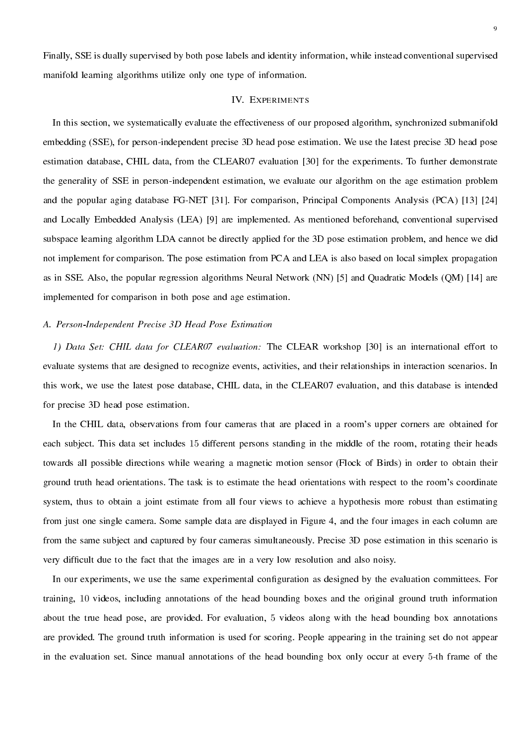Finally, SSE is dually supervised by both pose labels and identity information, while instead conventional supervised manifold learning algorithms utilize only one type of information.

## IV. Experiments

In this section, we systematically evaluate the effectiveness of our proposed algorithm, synchronized submanifold embedding (SSE), for person-independent precise 3D head pose estimation. We use the latest precise 3D head pose estimation database, CHIL data, from the CLEAR07 evaluation [30] for the experiments. To further demonstrate the generality of SSE in person-independent estimation, we evaluate our algorithm on the age estimation problem and the popular aging database FG-NET [31]. For comparison, Principal Components Analysis (PCA) [13] [24] and Locally Embedded Analysis (LEA) [9] are implemented. As mentioned beforehand, conventional supervised subspace learning algorithm LDA cannot be directly applied for the 3D pose estimation problem, and hence we did not implement for comparison. The pose estimation from PCA and LEA is also based on local simplex propagation as in SSE. Also, the popular regression algorithms Neural Network (NN) [5] and Quadratic Models (QM) [14] are implemented for comparison in both pose and age estimation.

### A. Person-Independent Precise 3D Head Pose Estimation

*1) Data Set: CHIL data for CLEAR07 evaluation:* The CLEAR workshop [30] is an international effort to evaluate systems that are designed to recognize events, activities, and their relationships in interaction scenarios. In this work, we use the latest pose database, CHIL data, in the CLEAR07 evaluation, and this database is intended for precise 3D head pose estimation.

In the CHIL data, observations from four cameras that are placed in a room's upper corners are obtained for each subject. This data set includes 15 different persons standing in the middle of the room, rotating their heads towards all possible directions while wearing a magnetic motion sensor (Flock of Birds) in order to obtain their ground truth head orientations. The task is to estimate the head orientations with respect to the room's coordinate system, thus to obtain a joint estimate from all four views to achieve a hypothesis more robust than estimating from just one single camera. Some sample data are displayed in Figure 4, and the four images in each column are from the same subject and captured by four cameras simultaneously. Precise 3D pose estimation in this scenario is very difficult due to the fact that the images are in a very low resolution and also noisy.

In our experiments, we use the same experimental configuration as designed by the evaluation committees. For training, 10 videos, including annotations of the head bounding boxes and the original ground truth information about the true head pose, are provided. For evaluation, 5 videos along with the head bounding box annotations are provided. The ground truth information is used for scoring. People appearing in the training set do not appear in the evaluation set. Since manual annotations of the head bounding box only occur at every 5-th frame of the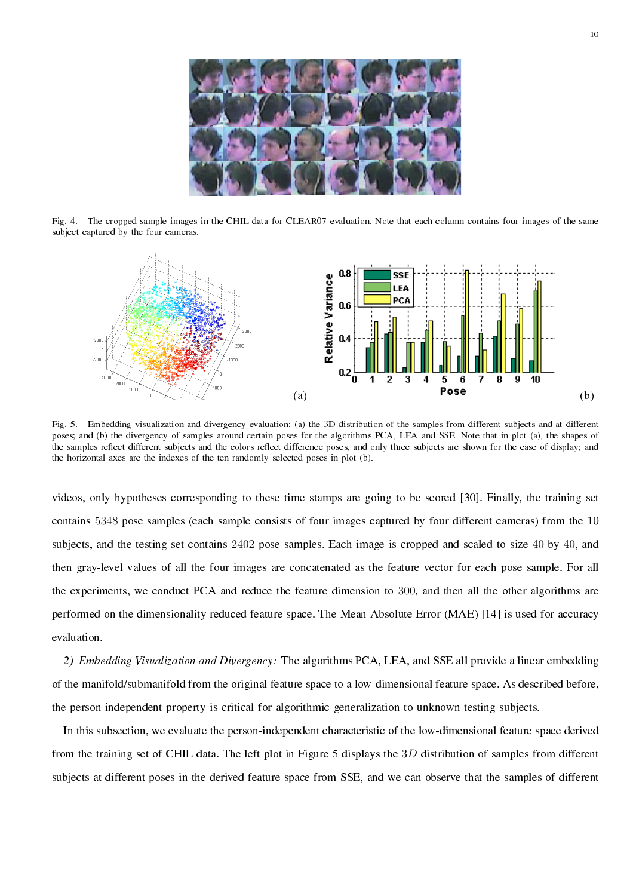Fig. 4. The cropped sample images in the CHIL data for CLEAR07 evaluation. Note that each column contains four images of the same subject captured by the four cameras.

(a)

SSE
LEA
PCA
Relative Variance
0.8
0.6
0.4
0.2
0 1 2 3 4 5 6 7 8 9 10
Pose

(b)

Fig. 5. Embedding visualization and divergency evaluation: (a) the 3D distribution of the samples from different subjects and at different poses; and (b) the divergency of samples around certain poses for the algorithms PCA, LEA and SSE. Note that in plot (a), the shapes of the samples reflect different subjects and the colors reflect difference poses, and only three subjects are shown for the ease of display; and the horizontal axes are the indexes of the ten randomly selected poses in plot (b).

videos, only hypotheses corresponding to these time stamps are going to be scored [30]. Finally, the training set contains 5348 pose samples (each sample consists of four images captured by four different cameras) from the 10 subjects, and the testing set contains 2402 pose samples. Each image is cropped and scaled to size 40-by-40, and then gray-level values of all the four images are concatenated as the feature vector for each pose sample. For all the experiments, we conduct PCA and reduce the feature dimension to 300, and then all the other algorithms are performed on the dimensionality reduced feature space. The Mean Absolute Error (MAE) [14] is used for accuracy evaluation.

*2) Embedding Visualization and Divergency:* The algorithms PCA, LEA, and SSE all provide a linear embedding of the manifold/submanifold from the original feature space to a low-dimensional feature space. As described before, the person-independent property is critical for algorithmic generalization to unknown testing subjects.

In this subsection, we evaluate the person-independent characteristic of the low-dimensional feature space derived from the training set of CHIL data. The left plot in Figure 5 displays the $3D$ distribution of samples from different subjects at different poses in the derived feature space from SSE, and we can observe that the samples of different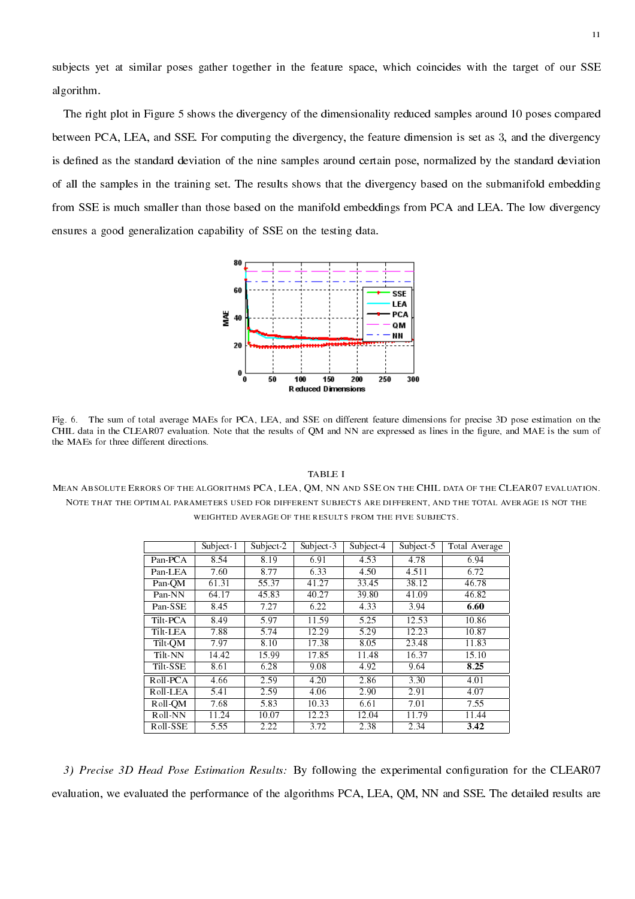subjects yet at similar poses gather together in the feature space, which coincides with the target of our SSE algorithm.

The right plot in Figure 5 shows the divergency of the dimensionality reduced samples around 10 poses compared between PCA, LEA, and SSE. For computing the divergency, the feature dimension is set as 3, and the divergency is defined as the standard deviation of the nine samples around certain pose, normalized by the standard deviation of all the samples in the training set. The results shows that the divergency based on the submanifold embedding from SSE is much smaller than those based on the manifold embeddings from PCA and LEA. The low divergency ensures a good generalization capability of SSE on the testing data.

80
60
40
20
0
MAE
0 50 100 150 200 250 300
Reduced Dimensions
SSE
LEA
PCA
QM
NN

Fig. 6. The sum of total average MAEs for PCA, LEA, and SSE on different feature dimensions for precise 3D pose estimation on the CHIL data in the CLEAR07 evaluation. Note that the results of QM and NN are expressed as lines in the figure, and MAE is the sum of the MAEs for three different directions.

TABLE I

MEAN ABSOLUTE ERRORS OF THE ALGORITHMS PCA, LEA, QM, NN AND SSE ON THE CHIL DATA OF THE CLEAR07 EVALUATION. NOTE THAT THE OPTIMAL PARAMETERS USED FOR DIFFERENT SUBJECTS ARE DIFFERENT, AND THE TOTAL AVERAGE IS NOT THE WEIGHTED AVERAGE OF THE RESULTS FROM THE FIVE SUBJECTS.

| | Subject-1 | Subject-2 | Subject-3 | Subject-4 | Subject-5 | Total Average |
|---|---|---|---|---|---|---|
| Pan-PCA | 8.54 | 8.19 | 6.91 | 4.53 | 4.78 | 6.94 |
| Pan-LEA | 7.60 | 8.77 | 6.33 | 4.50 | 4.511 | 6.72 |
| Pan-QM | 61.31 | 55.37 | 41.27 | 33.45 | 38.12 | 46.78 |
| Pan-NN | 64.17 | 45.83 | 40.27 | 39.80 | 41.09 | 46.82 |
| Pan-SSE | 8.45 | 7.27 | 6.22 | 4.33 | 3.94 | **6.60** |
| Tilt-PCA | 8.49 | 5.97 | 11.59 | 5.25 | 12.53 | 10.86 |
| Tilt-LEA | 7.88 | 5.74 | 12.29 | 5.29 | 12.23 | 10.87 |
| Tilt-QM | 7.97 | 8.10 | 17.38 | 8.05 | 23.48 | 11.83 |
| Tilt-NN | 14.42 | 15.99 | 17.85 | 11.48 | 16.37 | 15.10 |
| Tilt-SSE | 8.61 | 6.28 | 9.08 | 4.92 | 9.64 | **8.25** |
| Roll-PCA | 4.66 | 2.59 | 4.20 | 2.86 | 3.30 | 4.01 |
| Roll-LEA | 5.41 | 2.59 | 4.06 | 2.90 | 2.91 | 4.07 |
| Roll-QM | 7.68 | 5.83 | 10.33 | 6.61 | 7.01 | 7.55 |
| Roll-NN | 11.24 | 10.07 | 12.23 | 12.04 | 11.79 | 11.44 |
| Roll-SSE | 5.55 | 2.22 | 3.72 | 2.38 | 2.34 | **3.42** |

*3) Precise 3D Head Pose Estimation Results:* By following the experimental configuration for the CLEAR07 evaluation, we evaluated the performance of the algorithms PCA, LEA, QM, NN and SSE. The detailed results are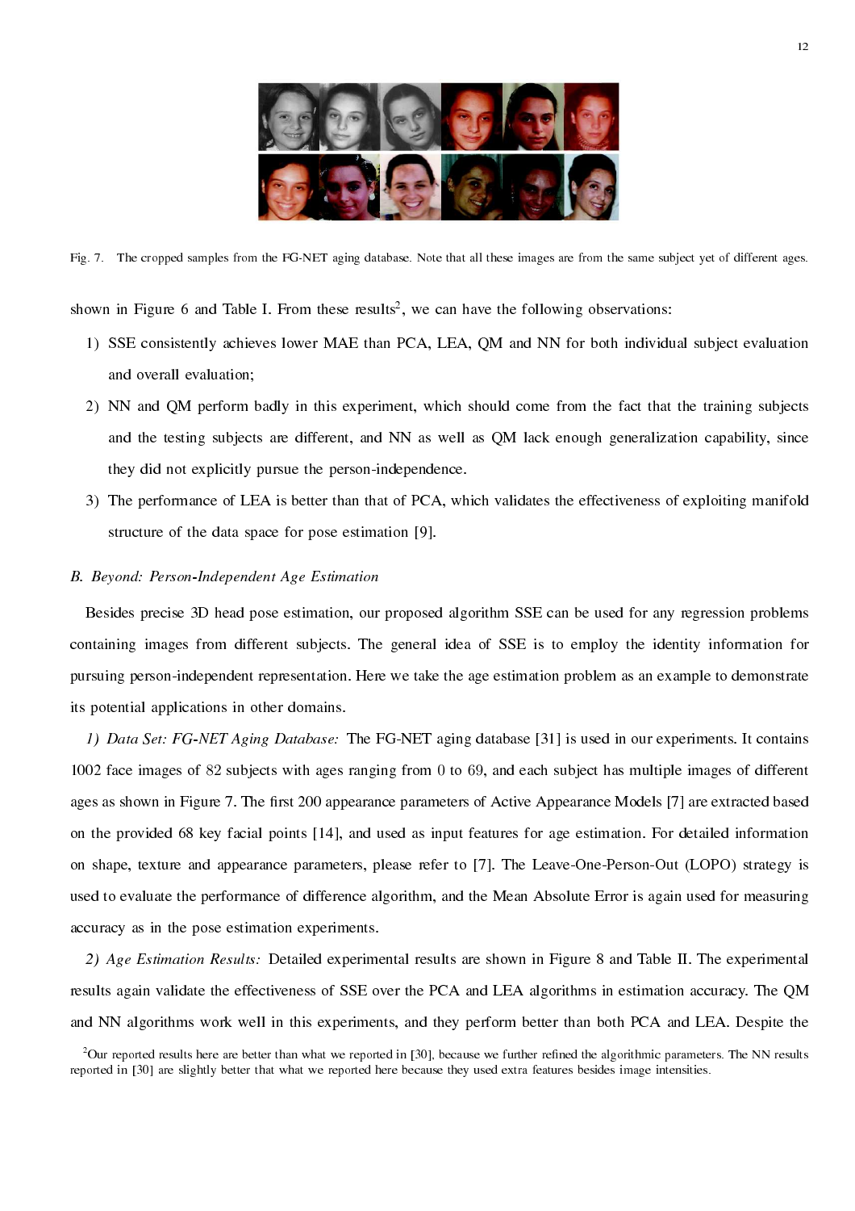Fig. 7. The cropped samples from the FG-NET aging database. Note that all these images are from the same subject yet of different ages.

shown in Figure 6 and Table I. From these results[2], we can have the following observations:

1) SSE consistently achieves lower MAE than PCA, LEA, QM and NN for both individual subject evaluation and overall evaluation;
2) NN and QM perform badly in this experiment, which should come from the fact that the training subjects and the testing subjects are different, and NN as well as QM lack enough generalization capability, since they did not explicitly pursue the person-independence.
3) The performance of LEA is better than that of PCA, which validates the effectiveness of exploiting manifold structure of the data space for pose estimation [9].

### B. Beyond: Person-Independent Age Estimation

Besides precise 3D head pose estimation, our proposed algorithm SSE can be used for any regression problems containing images from different subjects. The general idea of SSE is to employ the identity information for pursuing person-independent representation. Here we take the age estimation problem as an example to demonstrate its potential applications in other domains.

*1) Data Set: FG-NET Aging Database:* The FG-NET aging database [31] is used in our experiments. It contains 1002 face images of 82 subjects with ages ranging from 0 to 69, and each subject has multiple images of different ages as shown in Figure 7. The first 200 appearance parameters of Active Appearance Models [7] are extracted based on the provided 68 key facial points [14], and used as input features for age estimation. For detailed information on shape, texture and appearance parameters, please refer to [7]. The Leave-One-Person-Out (LOPO) strategy is used to evaluate the performance of difference algorithm, and the Mean Absolute Error is again used for measuring accuracy as in the pose estimation experiments.

*2) Age Estimation Results:* Detailed experimental results are shown in Figure 8 and Table II. The experimental results again validate the effectiveness of SSE over the PCA and LEA algorithms in estimation accuracy. The QM and NN algorithms work well in this experiments, and they perform better than both PCA and LEA. Despite the

[2]Our reported results here are better than what we reported in [30], because we further refined the algorithmic parameters. The NN results reported in [30] are slightly better that what we reported here because they used extra features besides image intensities.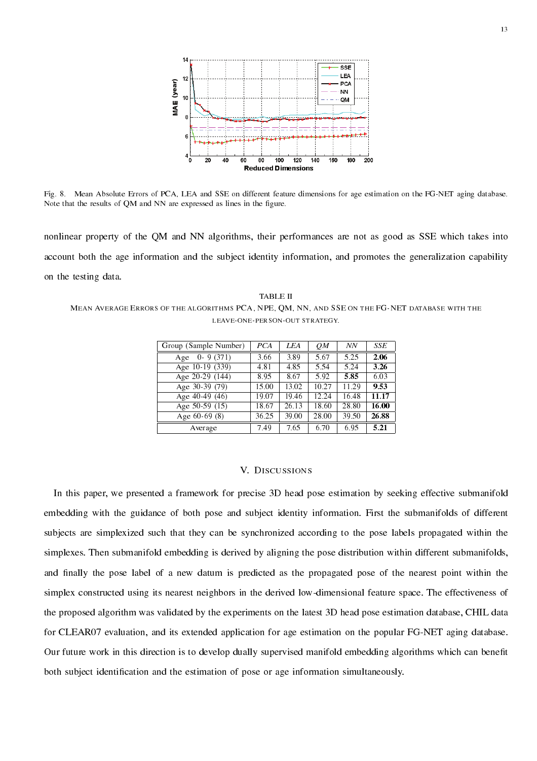Fig. 8. Mean Absolute Errors of PCA, LEA and SSE on different feature dimensions for age estimation on the FG-NET aging database. Note that the results of QM and NN are expressed as lines in the figure.

nonlinear property of the QM and NN algorithms, their performances are not as good as SSE which takes into account both the age information and the subject identity information, and promotes the generalization capability on the testing data.

TABLE II

MEAN AVERAGE ERRORS OF THE ALGORITHMS PCA, NPE, QM, NN, AND SSE ON THE FG-NET DATABASE WITH THE LEAVE-ONE-PERSON-OUT STRATEGY.

| Group (Sample Number) | *PCA* | *LEA* | *QM* | *NN* | *SSE* |
|---|---|---|---|---|---|
| Age 0- 9 (371) | 3.66 | 3.89 | 5.67 | 5.25 | **2.06** |
| Age 10-19 (339) | 4.81 | 4.85 | 5.54 | 5.24 | **3.26** |
| Age 20-29 (144) | 8.95 | 8.67 | 5.92 | **5.85** | 6.03 |
| Age 30-39 (79) | 15.00 | 13.02 | 10.27 | 11.29 | **9.53** |
| Age 40-49 (46) | 19.07 | 19.46 | 12.24 | 16.48 | **11.17** |
| Age 50-59 (15) | 18.67 | 26.13 | 18.60 | 28.80 | **16.00** |
| Age 60-69 (8) | 36.25 | 39.00 | 28.00 | 39.50 | **26.88** |
| Average | 7.49 | 7.65 | 6.70 | 6.95 | **5.21** |

## V. DISCUSSIONS

In this paper, we presented a framework for precise 3D head pose estimation by seeking effective submanifold embedding with the guidance of both pose and subject identity information. First the submanifolds of different subjects are simplexized such that they can be synchronized according to the pose labels propagated within the simplexes. Then submanifold embedding is derived by aligning the pose distribution within different submanifolds, and finally the pose label of a new datum is predicted as the propagated pose of the nearest point within the simplex constructed using its nearest neighbors in the derived low-dimensional feature space. The effectiveness of the proposed algorithm was validated by the experiments on the latest 3D head pose estimation database, CHIL data for CLEAR07 evaluation, and its extended application for age estimation on the popular FG-NET aging database. Our future work in this direction is to develop dually supervised manifold embedding algorithms which can benefit both subject identification and the estimation of pose or age information simultaneously.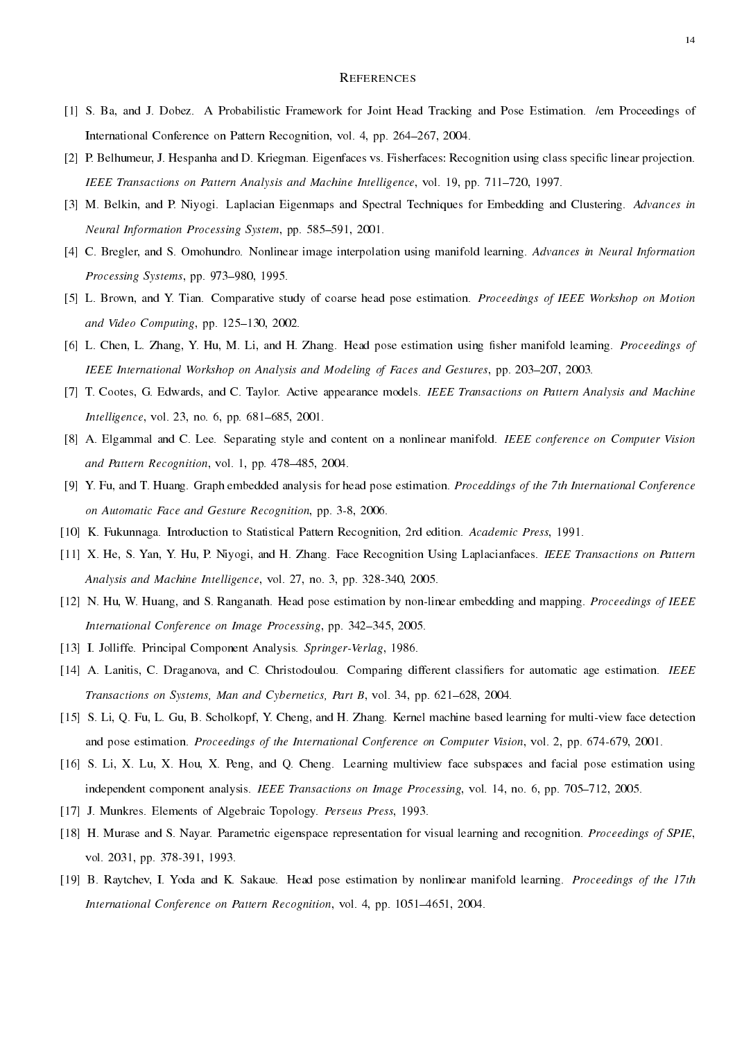## References

[1] S. Ba, and J. Dobez. A Probabilistic Framework for Joint Head Tracking and Pose Estimation. /em Proceedings of International Conference on Pattern Recognition, vol. 4, pp. 264–267, 2004.

[2] P. Belhumeur, J. Hespanha and D. Kriegman. Eigenfaces vs. Fisherfaces: Recognition using class specific linear projection. *IEEE Transactions on Pattern Analysis and Machine Intelligence*, vol. 19, pp. 711–720, 1997.

[3] M. Belkin, and P. Niyogi. Laplacian Eigenmaps and Spectral Techniques for Embedding and Clustering. *Advances in Neural Information Processing System*, pp. 585–591, 2001.

[4] C. Bregler, and S. Omohundro. Nonlinear image interpolation using manifold learning. *Advances in Neural Information Processing Systems*, pp. 973–980, 1995.

[5] L. Brown, and Y. Tian. Comparative study of coarse head pose estimation. *Proceedings of IEEE Workshop on Motion and Video Computing*, pp. 125–130, 2002.

[6] L. Chen, L. Zhang, Y. Hu, M. Li, and H. Zhang. Head pose estimation using fisher manifold learning. *Proceedings of IEEE International Workshop on Analysis and Modeling of Faces and Gestures*, pp. 203–207, 2003.

[7] T. Cootes, G. Edwards, and C. Taylor. Active appearance models. *IEEE Transactions on Pattern Analysis and Machine Intelligence*, vol. 23, no. 6, pp. 681–685, 2001.

[8] A. Elgammal and C. Lee. Separating style and content on a nonlinear manifold. *IEEE conference on Computer Vision and Pattern Recognition*, vol. 1, pp. 478–485, 2004.

[9] Y. Fu, and T. Huang. Graph embedded analysis for head pose estimation. *Proceddings of the 7th International Conference on Automatic Face and Gesture Recognition*, pp. 3-8, 2006.

[10] K. Fukunnaga. Introduction to Statistical Pattern Recognition, 2rd edition. *Academic Press*, 1991.

[11] X. He, S. Yan, Y. Hu, P. Niyogi, and H. Zhang. Face Recognition Using Laplacianfaces. *IEEE Transactions on Pattern Analysis and Machine Intelligence*, vol. 27, no. 3, pp. 328-340, 2005.

[12] N. Hu, W. Huang, and S. Ranganath. Head pose estimation by non-linear embedding and mapping. *Proceedings of IEEE International Conference on Image Processing*, pp. 342–345, 2005.

[13] I. Jolliffe. Principal Component Analysis. *Springer-Verlag*, 1986.

[14] A. Lanitis, C. Draganova, and C. Christodoulou. Comparing different classifiers for automatic age estimation. *IEEE Transactions on Systems, Man and Cybernetics, Part B*, vol. 34, pp. 621–628, 2004.

[15] S. Li, Q. Fu, L. Gu, B. Scholkopf, Y. Cheng, and H. Zhang. Kernel machine based learning for multi-view face detection and pose estimation. *Proceedings of the International Conference on Computer Vision*, vol. 2, pp. 674-679, 2001.

[16] S. Li, X. Lu, X. Hou, X. Peng, and Q. Cheng. Learning multiview face subspaces and facial pose estimation using independent component analysis. *IEEE Transactions on Image Processing*, vol. 14, no. 6, pp. 705–712, 2005.

[17] J. Munkres. Elements of Algebraic Topology. *Perseus Press*, 1993.

[18] H. Murase and S. Nayar. Parametric eigenspace representation for visual learning and recognition. *Proceedings of SPIE*, vol. 2031, pp. 378-391, 1993.

[19] B. Raytchev, I. Yoda and K. Sakaue. Head pose estimation by nonlinear manifold learning. *Proceedings of the 17th International Conference on Pattern Recognition*, vol. 4, pp. 1051–4651, 2004.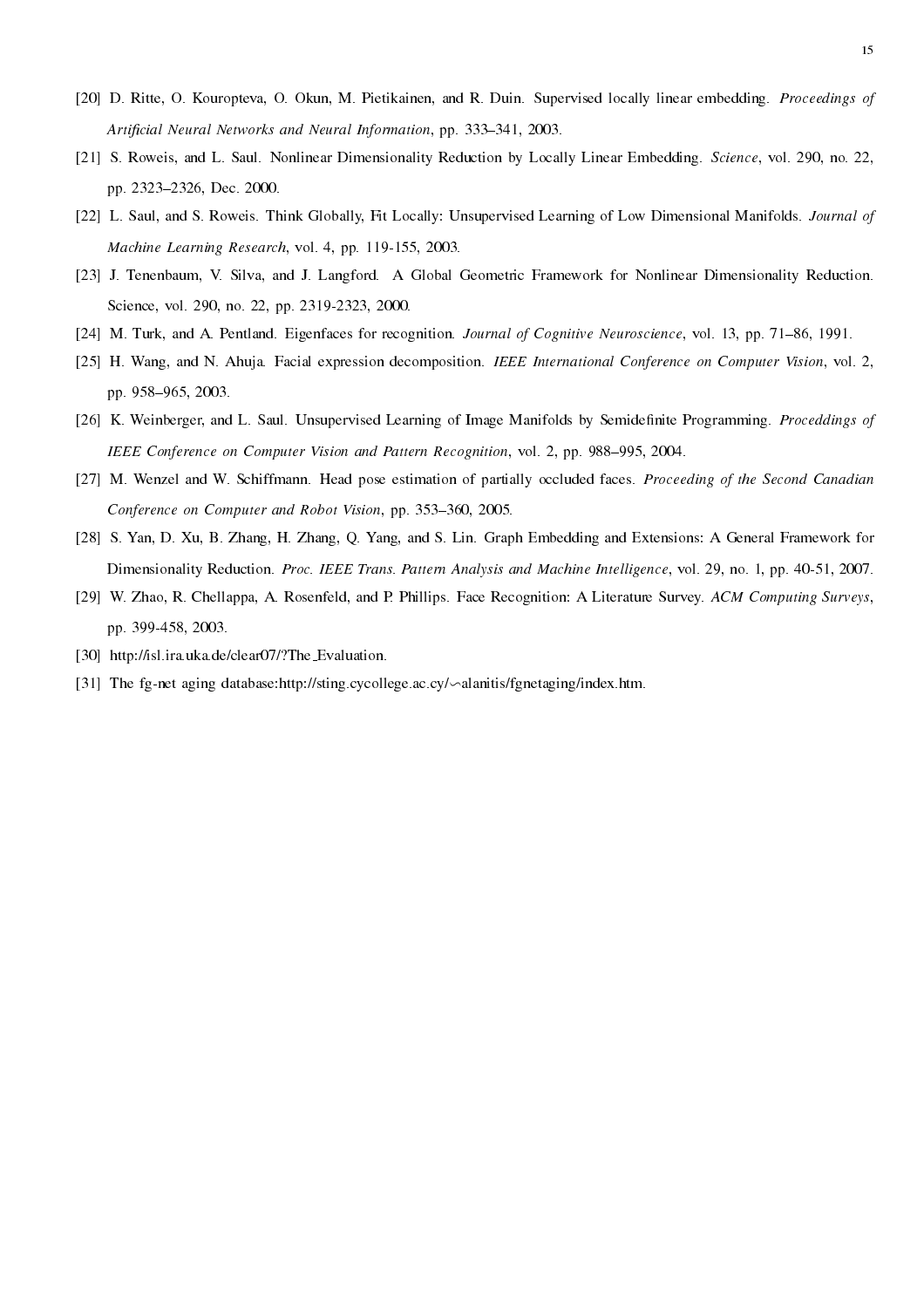[20] D. Ritte, O. Kouropteva, O. Okun, M. Pietikainen, and R. Duin. Supervised locally linear embedding. *Proceedings of Artificial Neural Networks and Neural Information*, pp. 333–341, 2003.

[21] S. Roweis, and L. Saul. Nonlinear Dimensionality Reduction by Locally Linear Embedding. *Science*, vol. 290, no. 22, pp. 2323–2326, Dec. 2000.

[22] L. Saul, and S. Roweis. Think Globally, Fit Locally: Unsupervised Learning of Low Dimensional Manifolds. *Journal of Machine Learning Research*, vol. 4, pp. 119-155, 2003.

[23] J. Tenenbaum, V. Silva, and J. Langford. A Global Geometric Framework for Nonlinear Dimensionality Reduction. Science, vol. 290, no. 22, pp. 2319-2323, 2000.

[24] M. Turk, and A. Pentland. Eigenfaces for recognition. *Journal of Cognitive Neuroscience*, vol. 13, pp. 71–86, 1991.

[25] H. Wang, and N. Ahuja. Facial expression decomposition. *IEEE International Conference on Computer Vision*, vol. 2, pp. 958–965, 2003.

[26] K. Weinberger, and L. Saul. Unsupervised Learning of Image Manifolds by Semidefinite Programming. *Proceddings of IEEE Conference on Computer Vision and Pattern Recognition*, vol. 2, pp. 988–995, 2004.

[27] M. Wenzel and W. Schiffmann. Head pose estimation of partially occluded faces. *Proceeding of the Second Canadian Conference on Computer and Robot Vision*, pp. 353–360, 2005.

[28] S. Yan, D. Xu, B. Zhang, H. Zhang, Q. Yang, and S. Lin. Graph Embedding and Extensions: A General Framework for Dimensionality Reduction. *Proc. IEEE Trans. Pattern Analysis and Machine Intelligence*, vol. 29, no. 1, pp. 40-51, 2007.

[29] W. Zhao, R. Chellappa, A. Rosenfeld, and P. Phillips. Face Recognition: A Literature Survey. *ACM Computing Surveys*, pp. 399-458, 2003.

[30] http://isl.ira.uka.de/clear07/?The_Evaluation.

[31] The fg-net aging database:http://sting.cycollege.ac.cy/∽alanitis/fgnetaging/index.htm.